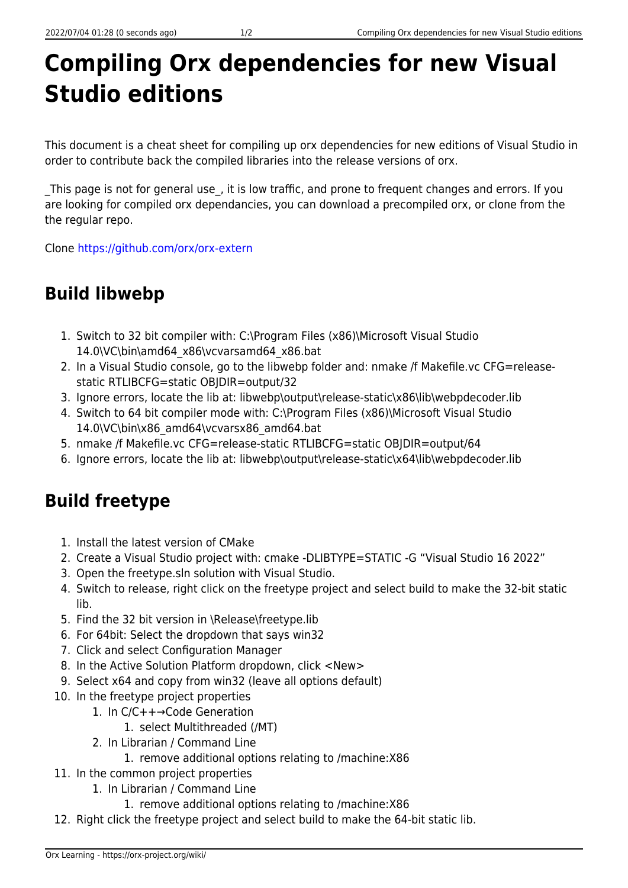# Compiling Orx dependencies for new Visual Studio editions

This document is a cheat sheet for compiling up orx dependencies for new editions of Visual Studio in order to contribute back the compiled libraries into the release versions of orx.

_This page is not for general use_, it is low traffic, and prone to frequent changes and errors. If you are looking for compiled orx dependancies, you can download a precompiled orx, or clone from the the regular repo.

Clone https://github.com/orx/orx-extern

## Build libwebp

1. Switch to 32 bit compiler with: C:\Program Files (x86)\Microsoft Visual Studio 14.0\VC\bin\amd64_x86\vcvarsamd64_x86.bat
2. In a Visual Studio console, go to the libwebp folder and: nmake /f Makefile.vc CFG=release-static RTLIBCFG=static OBJDIR=output/32
3. Ignore errors, locate the lib at: libwebp\output\release-static\x86\lib\webpdecoder.lib
4. Switch to 64 bit compiler mode with: C:\Program Files (x86)\Microsoft Visual Studio 14.0\VC\bin\x86_amd64\vcvarsx86_amd64.bat
5. nmake /f Makefile.vc CFG=release-static RTLIBCFG=static OBJDIR=output/64
6. Ignore errors, locate the lib at: libwebp\output\release-static\x64\lib\webpdecoder.lib

## Build freetype

1. Install the latest version of CMake
2. Create a Visual Studio project with: cmake -DLIBTYPE=STATIC -G “Visual Studio 16 2022”
3. Open the freetype.sln solution with Visual Studio.
4. Switch to release, right click on the freetype project and select build to make the 32-bit static lib.
5. Find the 32 bit version in \Release\freetype.lib
6. For 64bit: Select the dropdown that says win32
7. Click and select Configuration Manager
8. In the Active Solution Platform dropdown, click <New>
9. Select x64 and copy from win32 (leave all options default)
10. In the freetype project properties
    1. In C/C++→Code Generation
        1. select Multithreaded (/MT)
    2. In Librarian / Command Line
        1. remove additional options relating to /machine:X86
11. In the common project properties
    1. In Librarian / Command Line
        1. remove additional options relating to /machine:X86
12. Right click the freetype project and select build to make the 64-bit static lib.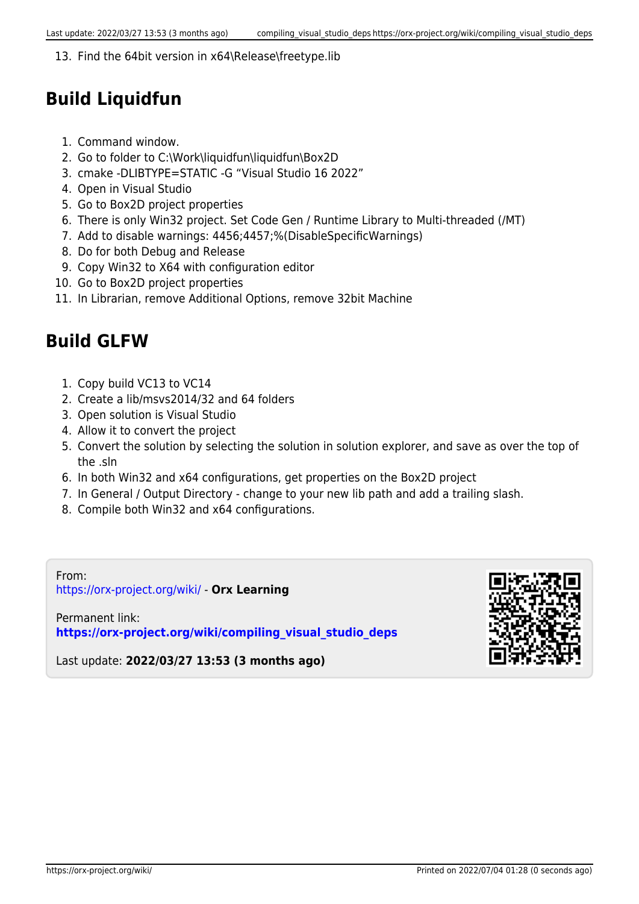13. Find the 64bit version in x64\Release\freetype.lib

## Build Liquidfun

1. Command window.
2. Go to folder to C:\Work\liquidfun\liquidfun\Box2D
3. cmake -DLIBTYPE=STATIC -G “Visual Studio 16 2022”
4. Open in Visual Studio
5. Go to Box2D project properties
6. There is only Win32 project. Set Code Gen / Runtime Library to Multi-threaded (/MT)
7. Add to disable warnings: 4456;4457;%(DisableSpecificWarnings)
8. Do for both Debug and Release
9. Copy Win32 to X64 with configuration editor
10. Go to Box2D project properties
11. In Librarian, remove Additional Options, remove 32bit Machine

## Build GLFW

1. Copy build VC13 to VC14
2. Create a lib/msvs2014/32 and 64 folders
3. Open solution is Visual Studio
4. Allow it to convert the project
5. Convert the solution by selecting the solution in solution explorer, and save as over the top of the .sln
6. In both Win32 and x64 configurations, get properties on the Box2D project
7. In General / Output Directory - change to your new lib path and add a trailing slash.
8. Compile both Win32 and x64 configurations.

From:
https://orx-project.org/wiki/ - **Orx Learning**

Permanent link:
**https://orx-project.org/wiki/compiling_visual_studio_deps**

Last update: **2022/03/27 13:53 (3 months ago)**